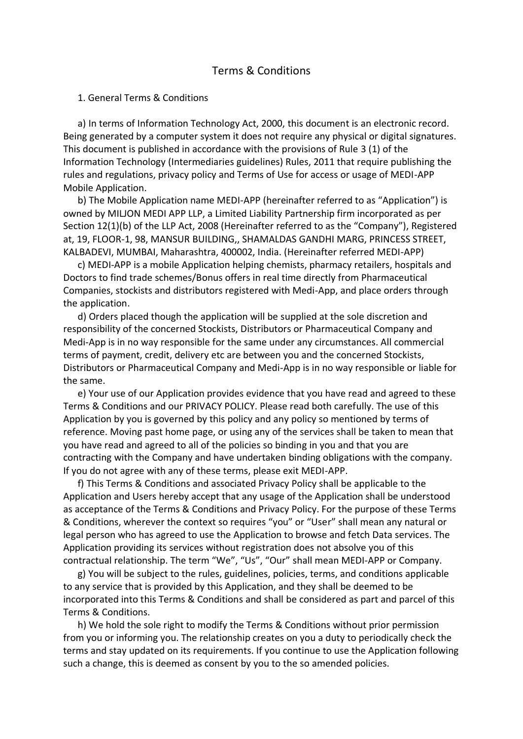# Terms & Conditions

## 1. General Terms & Conditions

a) In terms of Information Technology Act, 2000, this document is an electronic record. Being generated by a computer system it does not require any physical or digital signatures. This document is published in accordance with the provisions of Rule 3 (1) of the Information Technology (Intermediaries guidelines) Rules, 2011 that require publishing the rules and regulations, privacy policy and Terms of Use for access or usage of MEDI-APP Mobile Application.

b) The Mobile Application name MEDI-APP (hereinafter referred to as "Application") is owned by MILJON MEDI APP LLP, a Limited Liability Partnership firm incorporated as per Section 12(1)(b) of the LLP Act, 2008 (Hereinafter referred to as the "Company"), Registered at, 19, FLOOR-1, 98, MANSUR BUILDING,, SHAMALDAS GANDHI MARG, PRINCESS STREET, KALBADEVI, MUMBAI, Maharashtra, 400002, India. (Hereinafter referred MEDI-APP)

c) MEDI-APP is a mobile Application helping chemists, pharmacy retailers, hospitals and Doctors to find trade schemes/Bonus offers in real time directly from Pharmaceutical Companies, stockists and distributors registered with Medi-App, and place orders through the application.

d) Orders placed though the application will be supplied at the sole discretion and responsibility of the concerned Stockists, Distributors or Pharmaceutical Company and Medi-App is in no way responsible for the same under any circumstances. All commercial terms of payment, credit, delivery etc are between you and the concerned Stockists, Distributors or Pharmaceutical Company and Medi-App is in no way responsible or liable for the same.

e) Your use of our Application provides evidence that you have read and agreed to these Terms & Conditions and our PRIVACY POLICY. Please read both carefully. The use of this Application by you is governed by this policy and any policy so mentioned by terms of reference. Moving past home page, or using any of the services shall be taken to mean that you have read and agreed to all of the policies so binding in you and that you are contracting with the Company and have undertaken binding obligations with the company. If you do not agree with any of these terms, please exit MEDI-APP.

f) This Terms & Conditions and associated Privacy Policy shall be applicable to the Application and Users hereby accept that any usage of the Application shall be understood as acceptance of the Terms & Conditions and Privacy Policy. For the purpose of these Terms & Conditions, wherever the context so requires "you" or "User" shall mean any natural or legal person who has agreed to use the Application to browse and fetch Data services. The Application providing its services without registration does not absolve you of this contractual relationship. The term "We", "Us", "Our" shall mean MEDI-APP or Company.

g) You will be subject to the rules, guidelines, policies, terms, and conditions applicable to any service that is provided by this Application, and they shall be deemed to be incorporated into this Terms & Conditions and shall be considered as part and parcel of this Terms & Conditions.

h) We hold the sole right to modify the Terms & Conditions without prior permission from you or informing you. The relationship creates on you a duty to periodically check the terms and stay updated on its requirements. If you continue to use the Application following such a change, this is deemed as consent by you to the so amended policies.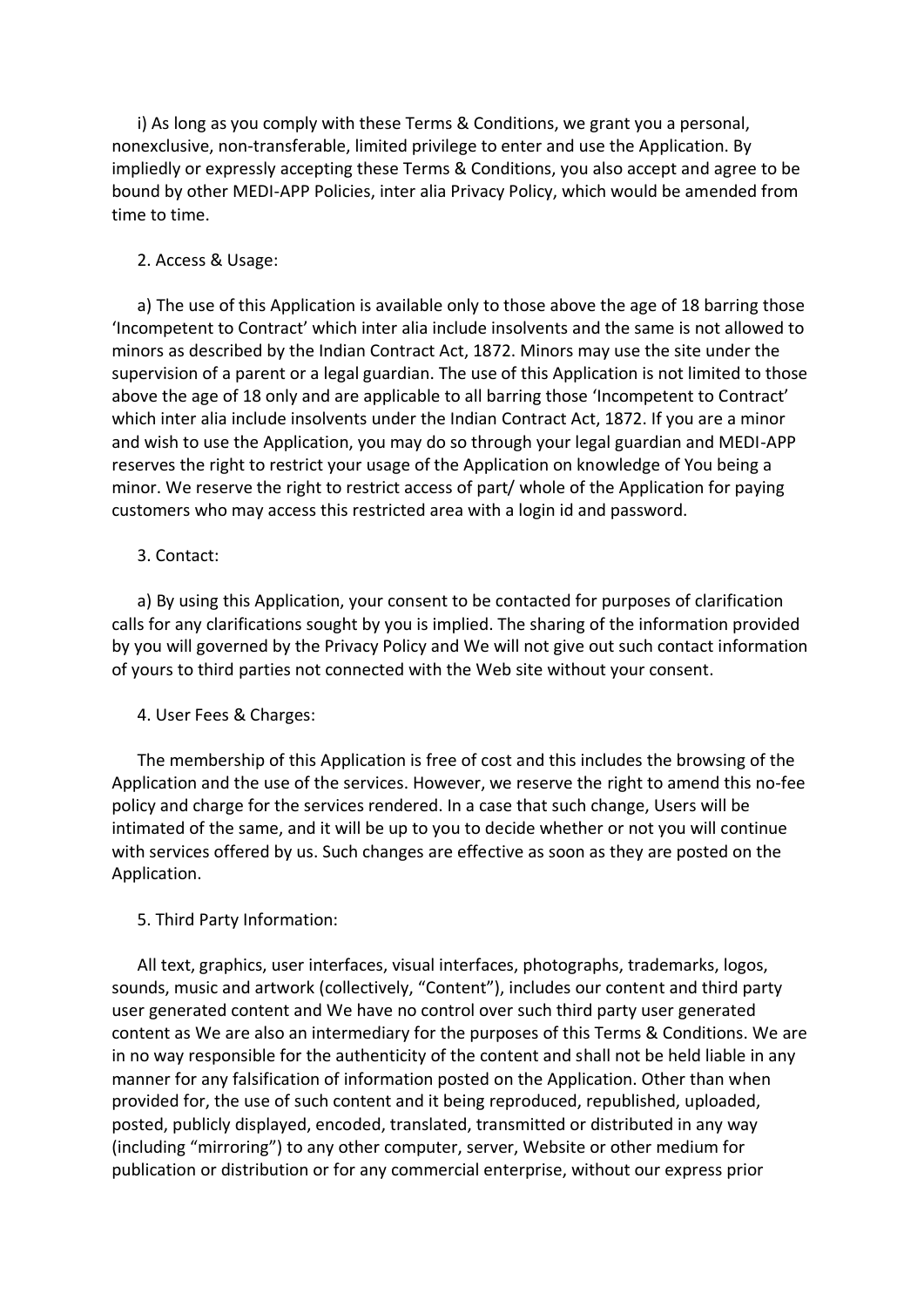i) As long as you comply with these Terms & Conditions, we grant you a personal, nonexclusive, non-transferable, limited privilege to enter and use the Application. By impliedly or expressly accepting these Terms & Conditions, you also accept and agree to be bound by other MEDI-APP Policies, inter alia Privacy Policy, which would be amended from time to time.

2. Access & Usage:

a) The use of this Application is available only to those above the age of 18 barring those 'Incompetent to Contract' which inter alia include insolvents and the same is not allowed to minors as described by the Indian Contract Act, 1872. Minors may use the site under the supervision of a parent or a legal guardian. The use of this Application is not limited to those above the age of 18 only and are applicable to all barring those 'Incompetent to Contract' which inter alia include insolvents under the Indian Contract Act, 1872. If you are a minor and wish to use the Application, you may do so through your legal guardian and MEDI-APP reserves the right to restrict your usage of the Application on knowledge of You being a minor. We reserve the right to restrict access of part/ whole of the Application for paying customers who may access this restricted area with a login id and password.

3. Contact:

a) By using this Application, your consent to be contacted for purposes of clarification calls for any clarifications sought by you is implied. The sharing of the information provided by you will governed by the Privacy Policy and We will not give out such contact information of yours to third parties not connected with the Web site without your consent.

4. User Fees & Charges:

The membership of this Application is free of cost and this includes the browsing of the Application and the use of the services. However, we reserve the right to amend this no-fee policy and charge for the services rendered. In a case that such change, Users will be intimated of the same, and it will be up to you to decide whether or not you will continue with services offered by us. Such changes are effective as soon as they are posted on the Application.

5. Third Party Information:

All text, graphics, user interfaces, visual interfaces, photographs, trademarks, logos, sounds, music and artwork (collectively, "Content"), includes our content and third party user generated content and We have no control over such third party user generated content as We are also an intermediary for the purposes of this Terms & Conditions. We are in no way responsible for the authenticity of the content and shall not be held liable in any manner for any falsification of information posted on the Application. Other than when provided for, the use of such content and it being reproduced, republished, uploaded, posted, publicly displayed, encoded, translated, transmitted or distributed in any way (including "mirroring") to any other computer, server, Website or other medium for publication or distribution or for any commercial enterprise, without our express prior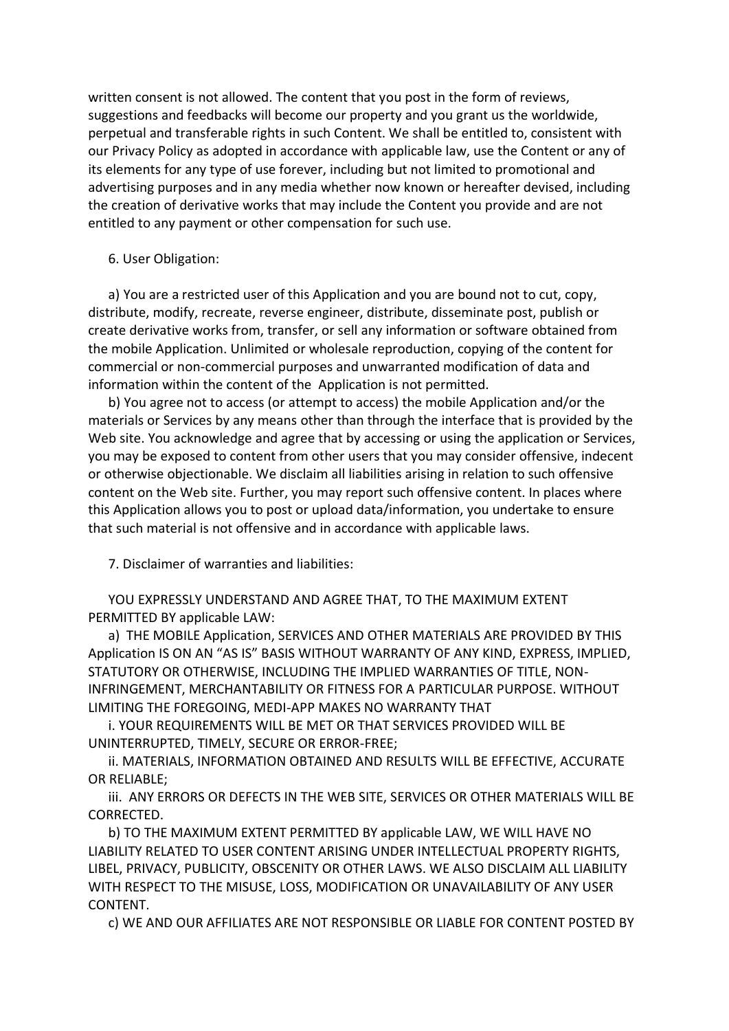written consent is not allowed. The content that you post in the form of reviews, suggestions and feedbacks will become our property and you grant us the worldwide, perpetual and transferable rights in such Content. We shall be entitled to, consistent with our Privacy Policy as adopted in accordance with applicable law, use the Content or any of its elements for any type of use forever, including but not limited to promotional and advertising purposes and in any media whether now known or hereafter devised, including the creation of derivative works that may include the Content you provide and are not entitled to any payment or other compensation for such use.

6. User Obligation:

a) You are a restricted user of this Application and you are bound not to cut, copy, distribute, modify, recreate, reverse engineer, distribute, disseminate post, publish or create derivative works from, transfer, or sell any information or software obtained from the mobile Application. Unlimited or wholesale reproduction, copying of the content for commercial or non-commercial purposes and unwarranted modification of data and information within the content of the Application is not permitted.

b) You agree not to access (or attempt to access) the mobile Application and/or the materials or Services by any means other than through the interface that is provided by the Web site. You acknowledge and agree that by accessing or using the application or Services, you may be exposed to content from other users that you may consider offensive, indecent or otherwise objectionable. We disclaim all liabilities arising in relation to such offensive content on the Web site. Further, you may report such offensive content. In places where this Application allows you to post or upload data/information, you undertake to ensure that such material is not offensive and in accordance with applicable laws.

7. Disclaimer of warranties and liabilities:

YOU EXPRESSLY UNDERSTAND AND AGREE THAT, TO THE MAXIMUM EXTENT PERMITTED BY applicable LAW:

a) THE MOBILE Application, SERVICES AND OTHER MATERIALS ARE PROVIDED BY THIS Application IS ON AN "AS IS" BASIS WITHOUT WARRANTY OF ANY KIND, EXPRESS, IMPLIED, STATUTORY OR OTHERWISE, INCLUDING THE IMPLIED WARRANTIES OF TITLE, NON-INFRINGEMENT, MERCHANTABILITY OR FITNESS FOR A PARTICULAR PURPOSE. WITHOUT LIMITING THE FOREGOING, MEDI-APP MAKES NO WARRANTY THAT

i. YOUR REQUIREMENTS WILL BE MET OR THAT SERVICES PROVIDED WILL BE UNINTERRUPTED, TIMELY, SECURE OR ERROR-FREE;

ii. MATERIALS, INFORMATION OBTAINED AND RESULTS WILL BE EFFECTIVE, ACCURATE OR RELIABLE;

iii. ANY ERRORS OR DEFECTS IN THE WEB SITE, SERVICES OR OTHER MATERIALS WILL BE CORRECTED.

b) TO THE MAXIMUM EXTENT PERMITTED BY applicable LAW, WE WILL HAVE NO LIABILITY RELATED TO USER CONTENT ARISING UNDER INTELLECTUAL PROPERTY RIGHTS, LIBEL, PRIVACY, PUBLICITY, OBSCENITY OR OTHER LAWS. WE ALSO DISCLAIM ALL LIABILITY WITH RESPECT TO THE MISUSE, LOSS, MODIFICATION OR UNAVAILABILITY OF ANY USER CONTENT.

c) WE AND OUR AFFILIATES ARE NOT RESPONSIBLE OR LIABLE FOR CONTENT POSTED BY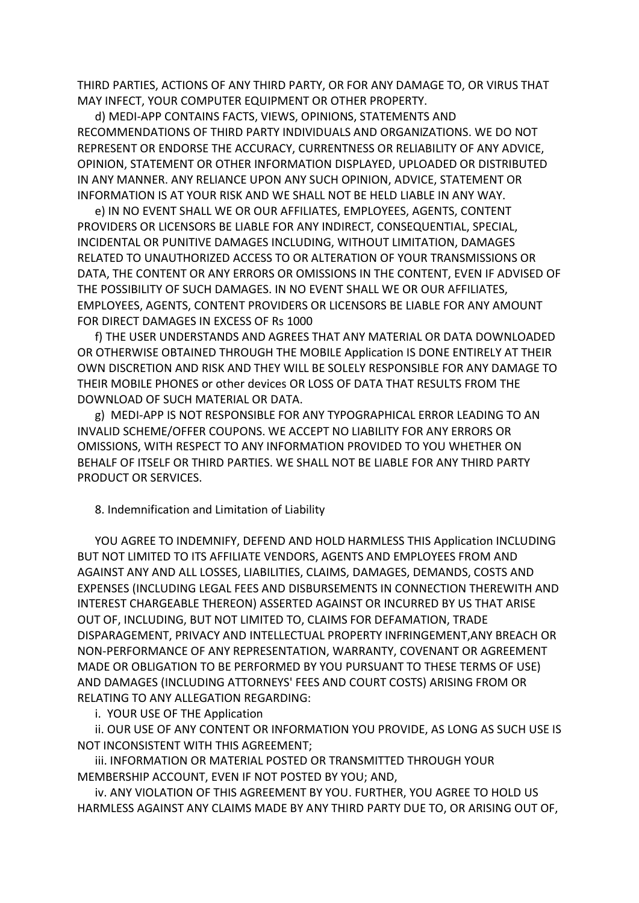THIRD PARTIES, ACTIONS OF ANY THIRD PARTY, OR FOR ANY DAMAGE TO, OR VIRUS THAT MAY INFECT, YOUR COMPUTER EQUIPMENT OR OTHER PROPERTY.

d) MEDI-APP CONTAINS FACTS, VIEWS, OPINIONS, STATEMENTS AND RECOMMENDATIONS OF THIRD PARTY INDIVIDUALS AND ORGANIZATIONS. WE DO NOT REPRESENT OR ENDORSE THE ACCURACY, CURRENTNESS OR RELIABILITY OF ANY ADVICE, OPINION, STATEMENT OR OTHER INFORMATION DISPLAYED, UPLOADED OR DISTRIBUTED IN ANY MANNER. ANY RELIANCE UPON ANY SUCH OPINION, ADVICE, STATEMENT OR INFORMATION IS AT YOUR RISK AND WE SHALL NOT BE HELD LIABLE IN ANY WAY.

e) IN NO EVENT SHALL WE OR OUR AFFILIATES, EMPLOYEES, AGENTS, CONTENT PROVIDERS OR LICENSORS BE LIABLE FOR ANY INDIRECT, CONSEQUENTIAL, SPECIAL, INCIDENTAL OR PUNITIVE DAMAGES INCLUDING, WITHOUT LIMITATION, DAMAGES RELATED TO UNAUTHORIZED ACCESS TO OR ALTERATION OF YOUR TRANSMISSIONS OR DATA, THE CONTENT OR ANY ERRORS OR OMISSIONS IN THE CONTENT, EVEN IF ADVISED OF THE POSSIBILITY OF SUCH DAMAGES. IN NO EVENT SHALL WE OR OUR AFFILIATES, EMPLOYEES, AGENTS, CONTENT PROVIDERS OR LICENSORS BE LIABLE FOR ANY AMOUNT FOR DIRECT DAMAGES IN EXCESS OF Rs 1000

f) THE USER UNDERSTANDS AND AGREES THAT ANY MATERIAL OR DATA DOWNLOADED OR OTHERWISE OBTAINED THROUGH THE MOBILE Application IS DONE ENTIRELY AT THEIR OWN DISCRETION AND RISK AND THEY WILL BE SOLELY RESPONSIBLE FOR ANY DAMAGE TO THEIR MOBILE PHONES or other devices OR LOSS OF DATA THAT RESULTS FROM THE DOWNLOAD OF SUCH MATERIAL OR DATA.

g) MEDI-APP IS NOT RESPONSIBLE FOR ANY TYPOGRAPHICAL ERROR LEADING TO AN INVALID SCHEME/OFFER COUPONS. WE ACCEPT NO LIABILITY FOR ANY ERRORS OR OMISSIONS, WITH RESPECT TO ANY INFORMATION PROVIDED TO YOU WHETHER ON BEHALF OF ITSELF OR THIRD PARTIES. WE SHALL NOT BE LIABLE FOR ANY THIRD PARTY PRODUCT OR SERVICES.

## 8. Indemnification and Limitation of Liability

YOU AGREE TO INDEMNIFY, DEFEND AND HOLD HARMLESS THIS Application INCLUDING BUT NOT LIMITED TO ITS AFFILIATE VENDORS, AGENTS AND EMPLOYEES FROM AND AGAINST ANY AND ALL LOSSES, LIABILITIES, CLAIMS, DAMAGES, DEMANDS, COSTS AND EXPENSES (INCLUDING LEGAL FEES AND DISBURSEMENTS IN CONNECTION THEREWITH AND INTEREST CHARGEABLE THEREON) ASSERTED AGAINST OR INCURRED BY US THAT ARISE OUT OF, INCLUDING, BUT NOT LIMITED TO, CLAIMS FOR DEFAMATION, TRADE DISPARAGEMENT, PRIVACY AND INTELLECTUAL PROPERTY INFRINGEMENT,ANY BREACH OR NON-PERFORMANCE OF ANY REPRESENTATION, WARRANTY, COVENANT OR AGREEMENT MADE OR OBLIGATION TO BE PERFORMED BY YOU PURSUANT TO THESE TERMS OF USE) AND DAMAGES (INCLUDING ATTORNEYS' FEES AND COURT COSTS) ARISING FROM OR RELATING TO ANY ALLEGATION REGARDING:

i. YOUR USE OF THE Application

ii. OUR USE OF ANY CONTENT OR INFORMATION YOU PROVIDE, AS LONG AS SUCH USE IS NOT INCONSISTENT WITH THIS AGREEMENT;

iii. INFORMATION OR MATERIAL POSTED OR TRANSMITTED THROUGH YOUR MEMBERSHIP ACCOUNT, EVEN IF NOT POSTED BY YOU; AND,

iv. ANY VIOLATION OF THIS AGREEMENT BY YOU. FURTHER, YOU AGREE TO HOLD US HARMLESS AGAINST ANY CLAIMS MADE BY ANY THIRD PARTY DUE TO, OR ARISING OUT OF,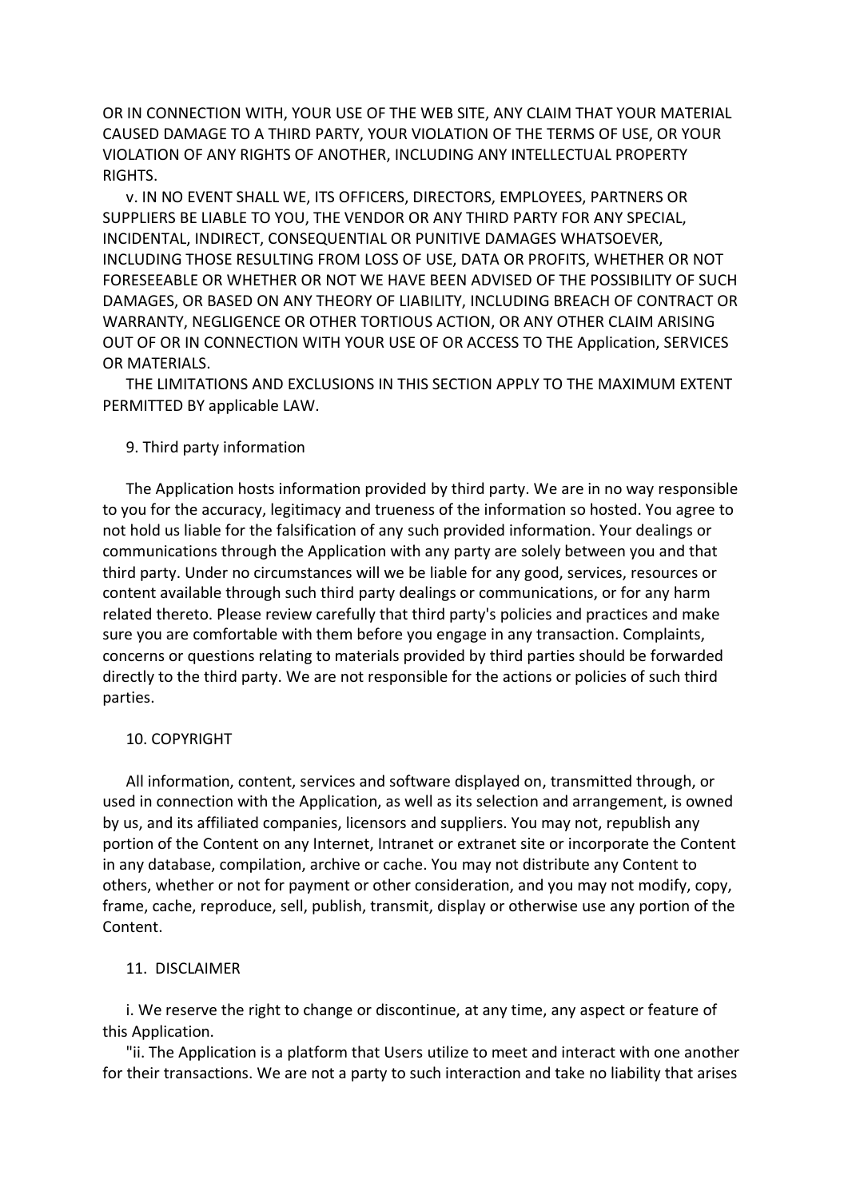OR IN CONNECTION WITH, YOUR USE OF THE WEB SITE, ANY CLAIM THAT YOUR MATERIAL CAUSED DAMAGE TO A THIRD PARTY, YOUR VIOLATION OF THE TERMS OF USE, OR YOUR VIOLATION OF ANY RIGHTS OF ANOTHER, INCLUDING ANY INTELLECTUAL PROPERTY RIGHTS.

v. IN NO EVENT SHALL WE, ITS OFFICERS, DIRECTORS, EMPLOYEES, PARTNERS OR SUPPLIERS BE LIABLE TO YOU, THE VENDOR OR ANY THIRD PARTY FOR ANY SPECIAL, INCIDENTAL, INDIRECT, CONSEQUENTIAL OR PUNITIVE DAMAGES WHATSOEVER, INCLUDING THOSE RESULTING FROM LOSS OF USE, DATA OR PROFITS, WHETHER OR NOT FORESEEABLE OR WHETHER OR NOT WE HAVE BEEN ADVISED OF THE POSSIBILITY OF SUCH DAMAGES, OR BASED ON ANY THEORY OF LIABILITY, INCLUDING BREACH OF CONTRACT OR WARRANTY, NEGLIGENCE OR OTHER TORTIOUS ACTION, OR ANY OTHER CLAIM ARISING OUT OF OR IN CONNECTION WITH YOUR USE OF OR ACCESS TO THE Application, SERVICES OR MATERIALS.

THE LIMITATIONS AND EXCLUSIONS IN THIS SECTION APPLY TO THE MAXIMUM EXTENT PERMITTED BY applicable LAW.

9. Third party information

The Application hosts information provided by third party. We are in no way responsible to you for the accuracy, legitimacy and trueness of the information so hosted. You agree to not hold us liable for the falsification of any such provided information. Your dealings or communications through the Application with any party are solely between you and that third party. Under no circumstances will we be liable for any good, services, resources or content available through such third party dealings or communications, or for any harm related thereto. Please review carefully that third party's policies and practices and make sure you are comfortable with them before you engage in any transaction. Complaints, concerns or questions relating to materials provided by third parties should be forwarded directly to the third party. We are not responsible for the actions or policies of such third parties.

10. COPYRIGHT

All information, content, services and software displayed on, transmitted through, or used in connection with the Application, as well as its selection and arrangement, is owned by us, and its affiliated companies, licensors and suppliers. You may not, republish any portion of the Content on any Internet, Intranet or extranet site or incorporate the Content in any database, compilation, archive or cache. You may not distribute any Content to others, whether or not for payment or other consideration, and you may not modify, copy, frame, cache, reproduce, sell, publish, transmit, display or otherwise use any portion of the Content.

11. DISCLAIMER

i. We reserve the right to change or discontinue, at any time, any aspect or feature of this Application.

"ii. The Application is a platform that Users utilize to meet and interact with one another for their transactions. We are not a party to such interaction and take no liability that arises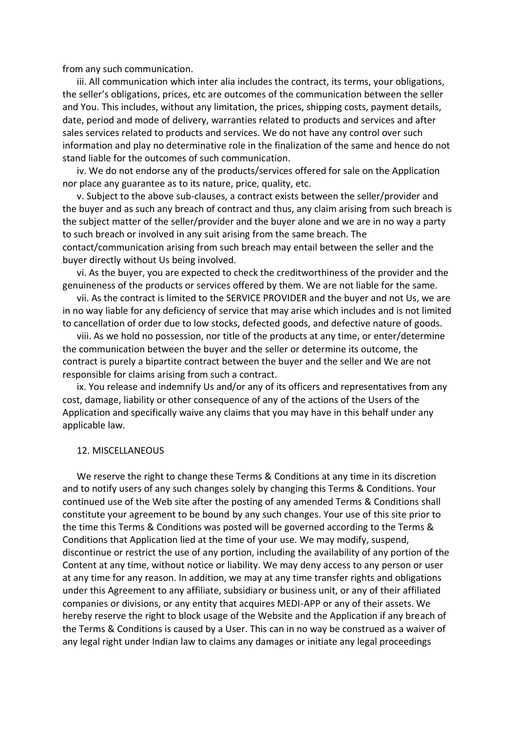from any such communication.

iii. All communication which inter alia includes the contract, its terms, your obligations, the seller's obligations, prices, etc are outcomes of the communication between the seller and You. This includes, without any limitation, the prices, shipping costs, payment details, date, period and mode of delivery, warranties related to products and services and after sales services related to products and services. We do not have any control over such information and play no determinative role in the finalization of the same and hence do not stand liable for the outcomes of such communication.

iv. We do not endorse any of the products/services offered for sale on the Application nor place any guarantee as to its nature, price, quality, etc.

v. Subject to the above sub-clauses, a contract exists between the seller/provider and the buyer and as such any breach of contract and thus, any claim arising from such breach is the subject matter of the seller/provider and the buyer alone and we are in no way a party to such breach or involved in any suit arising from the same breach. The contact/communication arising from such breach may entail between the seller and the buyer directly without Us being involved.

vi. As the buyer, you are expected to check the creditworthiness of the provider and the genuineness of the products or services offered by them. We are not liable for the same.

vii. As the contract is limited to the SERVICE PROVIDER and the buyer and not Us, we are in no way liable for any deficiency of service that may arise which includes and is not limited to cancellation of order due to low stocks, defected goods, and defective nature of goods.

viii. As we hold no possession, nor title of the products at any time, or enter/determine the communication between the buyer and the seller or determine its outcome, the contract is purely a bipartite contract between the buyer and the seller and We are not responsible for claims arising from such a contract.

ix. You release and indemnify Us and/or any of its officers and representatives from any cost, damage, liability or other consequence of any of the actions of the Users of the Application and specifically waive any claims that you may have in this behalf under any applicable law.

## 12. MISCELLANEOUS

We reserve the right to change these Terms & Conditions at any time in its discretion and to notify users of any such changes solely by changing this Terms & Conditions. Your continued use of the Web site after the posting of any amended Terms & Conditions shall constitute your agreement to be bound by any such changes. Your use of this site prior to the time this Terms & Conditions was posted will be governed according to the Terms & Conditions that Application lied at the time of your use. We may modify, suspend, discontinue or restrict the use of any portion, including the availability of any portion of the Content at any time, without notice or liability. We may deny access to any person or user at any time for any reason. In addition, we may at any time transfer rights and obligations under this Agreement to any affiliate, subsidiary or business unit, or any of their affiliated companies or divisions, or any entity that acquires MEDI-APP or any of their assets. We hereby reserve the right to block usage of the Website and the Application if any breach of the Terms & Conditions is caused by a User. This can in no way be construed as a waiver of any legal right under Indian law to claims any damages or initiate any legal proceedings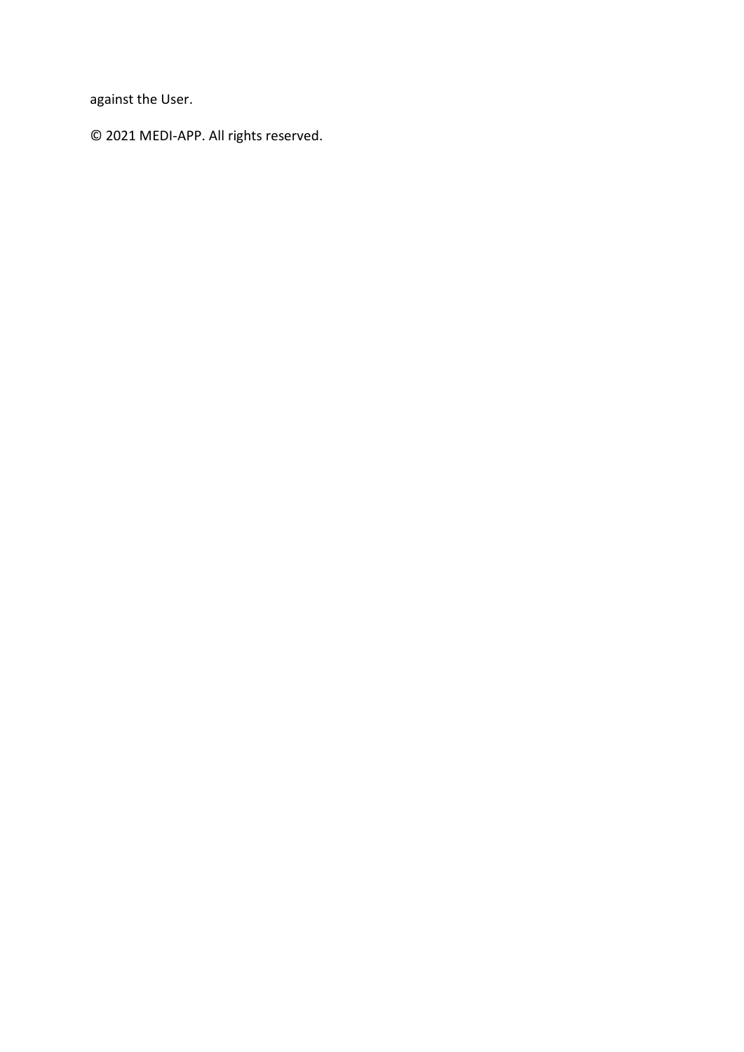against the User.

© 2021 MEDI-APP. All rights reserved.